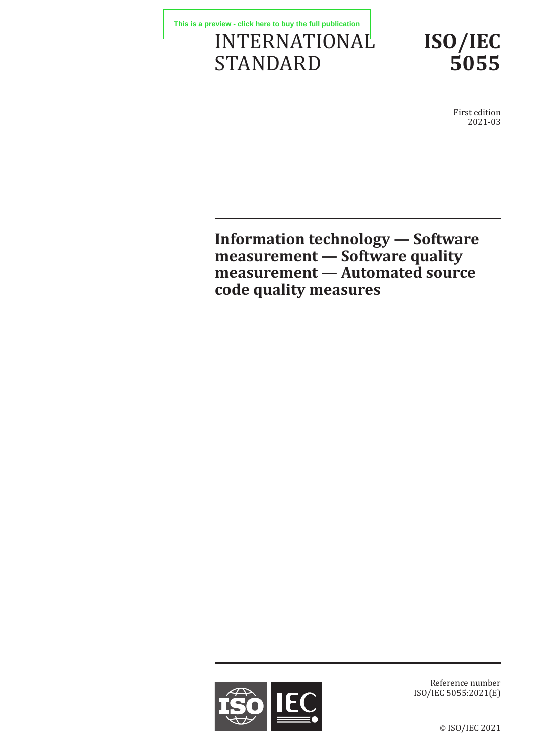This is a preview - click here to buy the full publication

INTERNATIONAL STANDARD

# ISO/IEC 5055

First edition
2021-03

# Information technology — Software measurement — Software quality measurement — Automated source code quality measures

Reference number
ISO/IEC 5055:2021(E)

© ISO/IEC 2021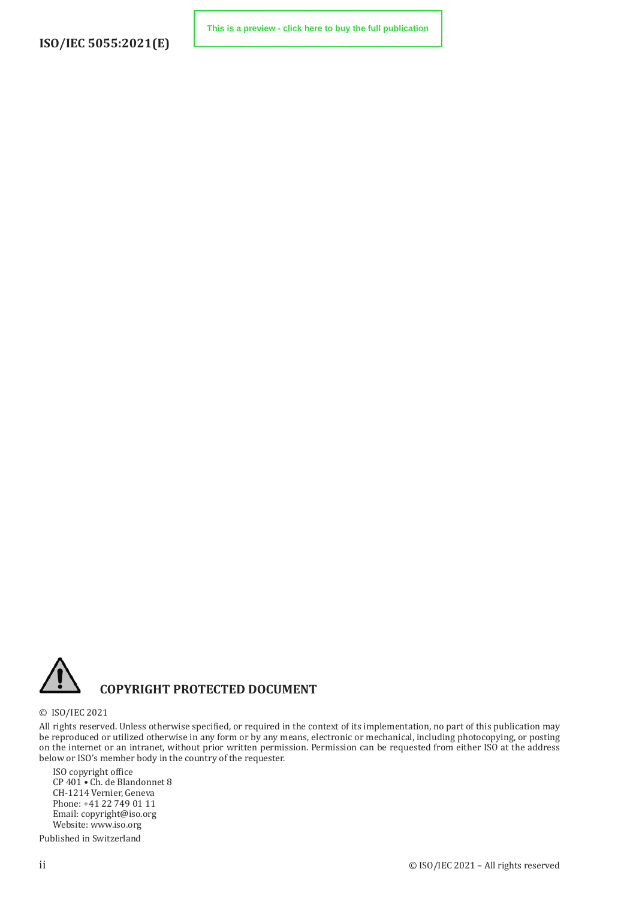## COPYRIGHT PROTECTED DOCUMENT

© ISO/IEC 2021

All rights reserved. Unless otherwise specified, or required in the context of its implementation, no part of this publication may be reproduced or utilized otherwise in any form or by any means, electronic or mechanical, including photocopying, or posting on the internet or an intranet, without prior written permission. Permission can be requested from either ISO at the address below or ISO's member body in the country of the requester.

ISO copyright office
CP 401 • Ch. de Blandonnet 8
CH-1214 Vernier, Geneva
Phone: +41 22 749 01 11
Email: copyright@iso.org
Website: www.iso.org

Published in Switzerland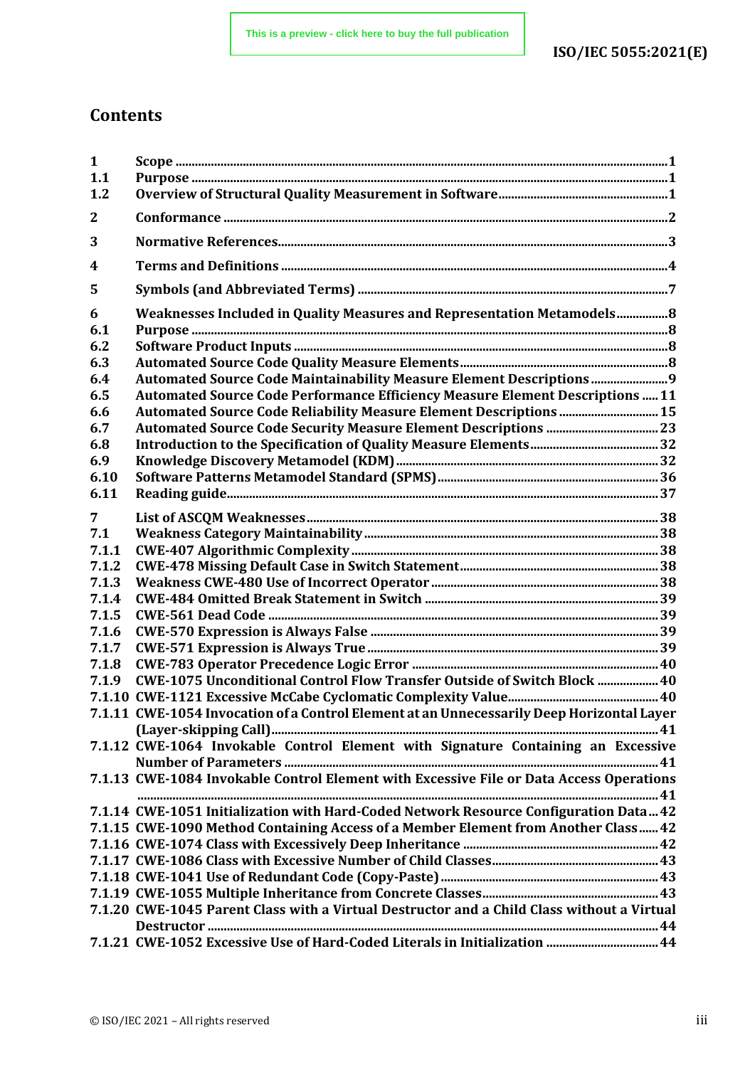## Contents

| | | |
|---|---|---|
| 1 | Scope | 1 |
| 1.1 | Purpose | 1 |
| 1.2 | Overview of Structural Quality Measurement in Software | 1 |
| 2 | Conformance | 2 |
| 3 | Normative References | 3 |
| 4 | Terms and Definitions | 4 |
| 5 | Symbols (and Abbreviated Terms) | 7 |
| 6 | Weaknesses Included in Quality Measures and Representation Metamodels | 8 |
| 6.1 | Purpose | 8 |
| 6.2 | Software Product Inputs | 8 |
| 6.3 | Automated Source Code Quality Measure Elements | 8 |
| 6.4 | Automated Source Code Maintainability Measure Element Descriptions | 9 |
| 6.5 | Automated Source Code Performance Efficiency Measure Element Descriptions | 11 |
| 6.6 | Automated Source Code Reliability Measure Element Descriptions | 15 |
| 6.7 | Automated Source Code Security Measure Element Descriptions | 23 |
| 6.8 | Introduction to the Specification of Quality Measure Elements | 32 |
| 6.9 | Knowledge Discovery Metamodel (KDM) | 32 |
| 6.10 | Software Patterns Metamodel Standard (SPMS) | 36 |
| 6.11 | Reading guide | 37 |
| 7 | List of ASCQM Weaknesses | 38 |
| 7.1 | Weakness Category Maintainability | 38 |
| 7.1.1 | CWE-407 Algorithmic Complexity | 38 |
| 7.1.2 | CWE-478 Missing Default Case in Switch Statement | 38 |
| 7.1.3 | Weakness CWE-480 Use of Incorrect Operator | 38 |
| 7.1.4 | CWE-484 Omitted Break Statement in Switch | 39 |
| 7.1.5 | CWE-561 Dead Code | 39 |
| 7.1.6 | CWE-570 Expression is Always False | 39 |
| 7.1.7 | CWE-571 Expression is Always True | 39 |
| 7.1.8 | CWE-783 Operator Precedence Logic Error | 40 |
| 7.1.9 | CWE-1075 Unconditional Control Flow Transfer Outside of Switch Block | 40 |
| 7.1.10 | CWE-1121 Excessive McCabe Cyclomatic Complexity Value | 40 |
| 7.1.11 | CWE-1054 Invocation of a Control Element at an Unnecessarily Deep Horizontal Layer (Layer-skipping Call) | 41 |
| 7.1.12 | CWE-1064 Invokable Control Element with Signature Containing an Excessive Number of Parameters | 41 |
| 7.1.13 | CWE-1084 Invokable Control Element with Excessive File or Data Access Operations | 41 |
| 7.1.14 | CWE-1051 Initialization with Hard-Coded Network Resource Configuration Data | 42 |
| 7.1.15 | CWE-1090 Method Containing Access of a Member Element from Another Class | 42 |
| 7.1.16 | CWE-1074 Class with Excessively Deep Inheritance | 42 |
| 7.1.17 | CWE-1086 Class with Excessive Number of Child Classes | 43 |
| 7.1.18 | CWE-1041 Use of Redundant Code (Copy-Paste) | 43 |
| 7.1.19 | CWE-1055 Multiple Inheritance from Concrete Classes | 43 |
| 7.1.20 | CWE-1045 Parent Class with a Virtual Destructor and a Child Class without a Virtual Destructor | 44 |
| 7.1.21 | CWE-1052 Excessive Use of Hard-Coded Literals in Initialization | 44 |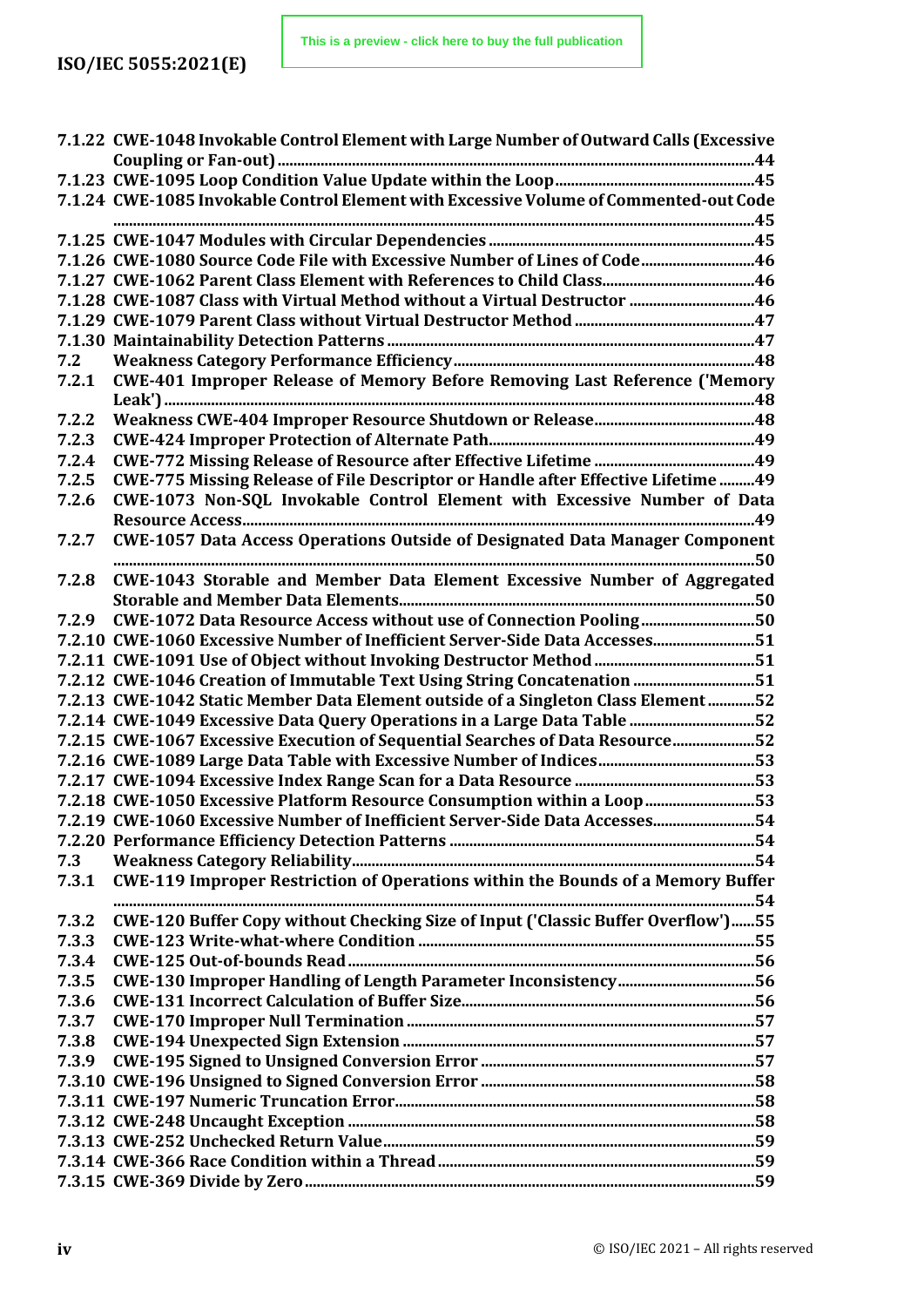7.1.22 CWE-1048 Invokable Control Element with Large Number of Outward Calls (Excessive Coupling or Fan-out) .......... 44
7.1.23 CWE-1095 Loop Condition Value Update within the Loop .......... 45
7.1.24 CWE-1085 Invokable Control Element with Excessive Volume of Commented-out Code .......... 45
7.1.25 CWE-1047 Modules with Circular Dependencies .......... 45
7.1.26 CWE-1080 Source Code File with Excessive Number of Lines of Code .......... 46
7.1.27 CWE-1062 Parent Class Element with References to Child Class .......... 46
7.1.28 CWE-1087 Class with Virtual Method without a Virtual Destructor .......... 46
7.1.29 CWE-1079 Parent Class without Virtual Destructor Method .......... 47
7.1.30 Maintainability Detection Patterns .......... 47
7.2 Weakness Category Performance Efficiency .......... 48
7.2.1 CWE-401 Improper Release of Memory Before Removing Last Reference ('Memory Leak') .......... 48
7.2.2 Weakness CWE-404 Improper Resource Shutdown or Release .......... 48
7.2.3 CWE-424 Improper Protection of Alternate Path .......... 49
7.2.4 CWE-772 Missing Release of Resource after Effective Lifetime .......... 49
7.2.5 CWE-775 Missing Release of File Descriptor or Handle after Effective Lifetime .......... 49
7.2.6 CWE-1073 Non-SQL Invokable Control Element with Excessive Number of Data Resource Access .......... 49
7.2.7 CWE-1057 Data Access Operations Outside of Designated Data Manager Component .......... 50
7.2.8 CWE-1043 Storable and Member Data Element Excessive Number of Aggregated Storable and Member Data Elements .......... 50
7.2.9 CWE-1072 Data Resource Access without use of Connection Pooling .......... 50
7.2.10 CWE-1060 Excessive Number of Inefficient Server-Side Data Accesses .......... 51
7.2.11 CWE-1091 Use of Object without Invoking Destructor Method .......... 51
7.2.12 CWE-1046 Creation of Immutable Text Using String Concatenation .......... 51
7.2.13 CWE-1042 Static Member Data Element outside of a Singleton Class Element .......... 52
7.2.14 CWE-1049 Excessive Data Query Operations in a Large Data Table .......... 52
7.2.15 CWE-1067 Excessive Execution of Sequential Searches of Data Resource .......... 52
7.2.16 CWE-1089 Large Data Table with Excessive Number of Indices .......... 53
7.2.17 CWE-1094 Excessive Index Range Scan for a Data Resource .......... 53
7.2.18 CWE-1050 Excessive Platform Resource Consumption within a Loop .......... 53
7.2.19 CWE-1060 Excessive Number of Inefficient Server-Side Data Accesses .......... 54
7.2.20 Performance Efficiency Detection Patterns .......... 54
7.3 Weakness Category Reliability .......... 54
7.3.1 CWE-119 Improper Restriction of Operations within the Bounds of a Memory Buffer .......... 54
7.3.2 CWE-120 Buffer Copy without Checking Size of Input ('Classic Buffer Overflow') .......... 55
7.3.3 CWE-123 Write-what-where Condition .......... 55
7.3.4 CWE-125 Out-of-bounds Read .......... 56
7.3.5 CWE-130 Improper Handling of Length Parameter Inconsistency .......... 56
7.3.6 CWE-131 Incorrect Calculation of Buffer Size .......... 56
7.3.7 CWE-170 Improper Null Termination .......... 57
7.3.8 CWE-194 Unexpected Sign Extension .......... 57
7.3.9 CWE-195 Signed to Unsigned Conversion Error .......... 57
7.3.10 CWE-196 Unsigned to Signed Conversion Error .......... 58
7.3.11 CWE-197 Numeric Truncation Error .......... 58
7.3.12 CWE-248 Uncaught Exception .......... 58
7.3.13 CWE-252 Unchecked Return Value .......... 59
7.3.14 CWE-366 Race Condition within a Thread .......... 59
7.3.15 CWE-369 Divide by Zero .......... 59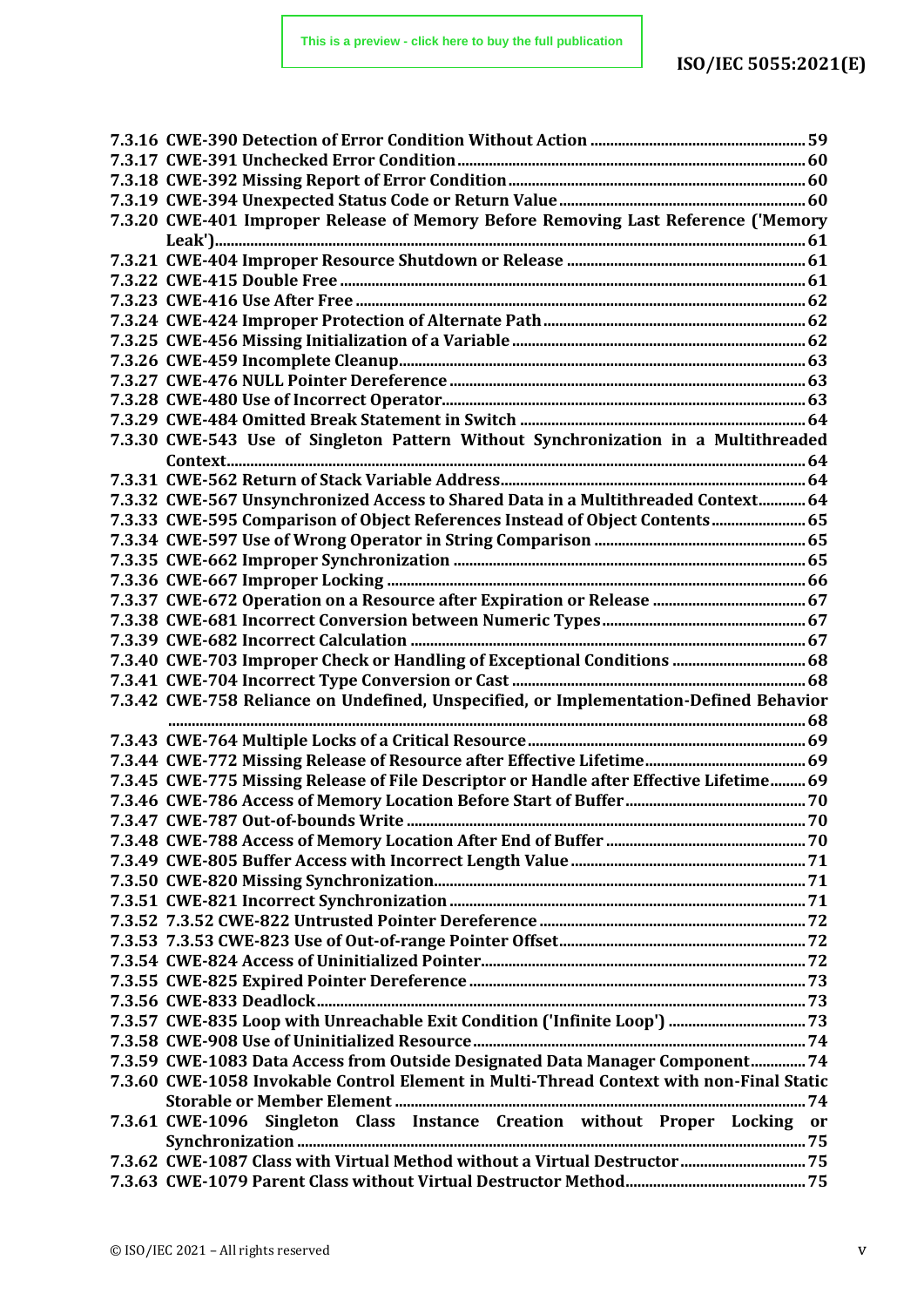**7.3.16 CWE-390 Detection of Error Condition Without Action** ..... 59
**7.3.17 CWE-391 Unchecked Error Condition** ..... 60
**7.3.18 CWE-392 Missing Report of Error Condition** ..... 60
**7.3.19 CWE-394 Unexpected Status Code or Return Value** ..... 60
**7.3.20 CWE-401 Improper Release of Memory Before Removing Last Reference ('Memory Leak')** ..... 61
**7.3.21 CWE-404 Improper Resource Shutdown or Release** ..... 61
**7.3.22 CWE-415 Double Free** ..... 61
**7.3.23 CWE-416 Use After Free** ..... 62
**7.3.24 CWE-424 Improper Protection of Alternate Path** ..... 62
**7.3.25 CWE-456 Missing Initialization of a Variable** ..... 62
**7.3.26 CWE-459 Incomplete Cleanup** ..... 63
**7.3.27 CWE-476 NULL Pointer Dereference** ..... 63
**7.3.28 CWE-480 Use of Incorrect Operator** ..... 63
**7.3.29 CWE-484 Omitted Break Statement in Switch** ..... 64
**7.3.30 CWE-543 Use of Singleton Pattern Without Synchronization in a Multithreaded Context** ..... 64
**7.3.31 CWE-562 Return of Stack Variable Address** ..... 64
**7.3.32 CWE-567 Unsynchronized Access to Shared Data in a Multithreaded Context** ..... 64
**7.3.33 CWE-595 Comparison of Object References Instead of Object Contents** ..... 65
**7.3.34 CWE-597 Use of Wrong Operator in String Comparison** ..... 65
**7.3.35 CWE-662 Improper Synchronization** ..... 65
**7.3.36 CWE-667 Improper Locking** ..... 66
**7.3.37 CWE-672 Operation on a Resource after Expiration or Release** ..... 67
**7.3.38 CWE-681 Incorrect Conversion between Numeric Types** ..... 67
**7.3.39 CWE-682 Incorrect Calculation** ..... 67
**7.3.40 CWE-703 Improper Check or Handling of Exceptional Conditions** ..... 68
**7.3.41 CWE-704 Incorrect Type Conversion or Cast** ..... 68
**7.3.42 CWE-758 Reliance on Undefined, Unspecified, or Implementation-Defined Behavior** ..... 68
**7.3.43 CWE-764 Multiple Locks of a Critical Resource** ..... 69
**7.3.44 CWE-772 Missing Release of Resource after Effective Lifetime** ..... 69
**7.3.45 CWE-775 Missing Release of File Descriptor or Handle after Effective Lifetime** ..... 69
**7.3.46 CWE-786 Access of Memory Location Before Start of Buffer** ..... 70
**7.3.47 CWE-787 Out-of-bounds Write** ..... 70
**7.3.48 CWE-788 Access of Memory Location After End of Buffer** ..... 70
**7.3.49 CWE-805 Buffer Access with Incorrect Length Value** ..... 71
**7.3.50 CWE-820 Missing Synchronization** ..... 71
**7.3.51 CWE-821 Incorrect Synchronization** ..... 71
**7.3.52 7.3.52 CWE-822 Untrusted Pointer Dereference** ..... 72
**7.3.53 7.3.53 CWE-823 Use of Out-of-range Pointer Offset** ..... 72
**7.3.54 CWE-824 Access of Uninitialized Pointer** ..... 72
**7.3.55 CWE-825 Expired Pointer Dereference** ..... 73
**7.3.56 CWE-833 Deadlock** ..... 73
**7.3.57 CWE-835 Loop with Unreachable Exit Condition ('Infinite Loop')** ..... 73
**7.3.58 CWE-908 Use of Uninitialized Resource** ..... 74
**7.3.59 CWE-1083 Data Access from Outside Designated Data Manager Component** ..... 74
**7.3.60 CWE-1058 Invokable Control Element in Multi-Thread Context with non-Final Static Storable or Member Element** ..... 74
**7.3.61 CWE-1096 Singleton Class Instance Creation without Proper Locking or Synchronization** ..... 75
**7.3.62 CWE-1087 Class with Virtual Method without a Virtual Destructor** ..... 75
**7.3.63 CWE-1079 Parent Class without Virtual Destructor Method** ..... 75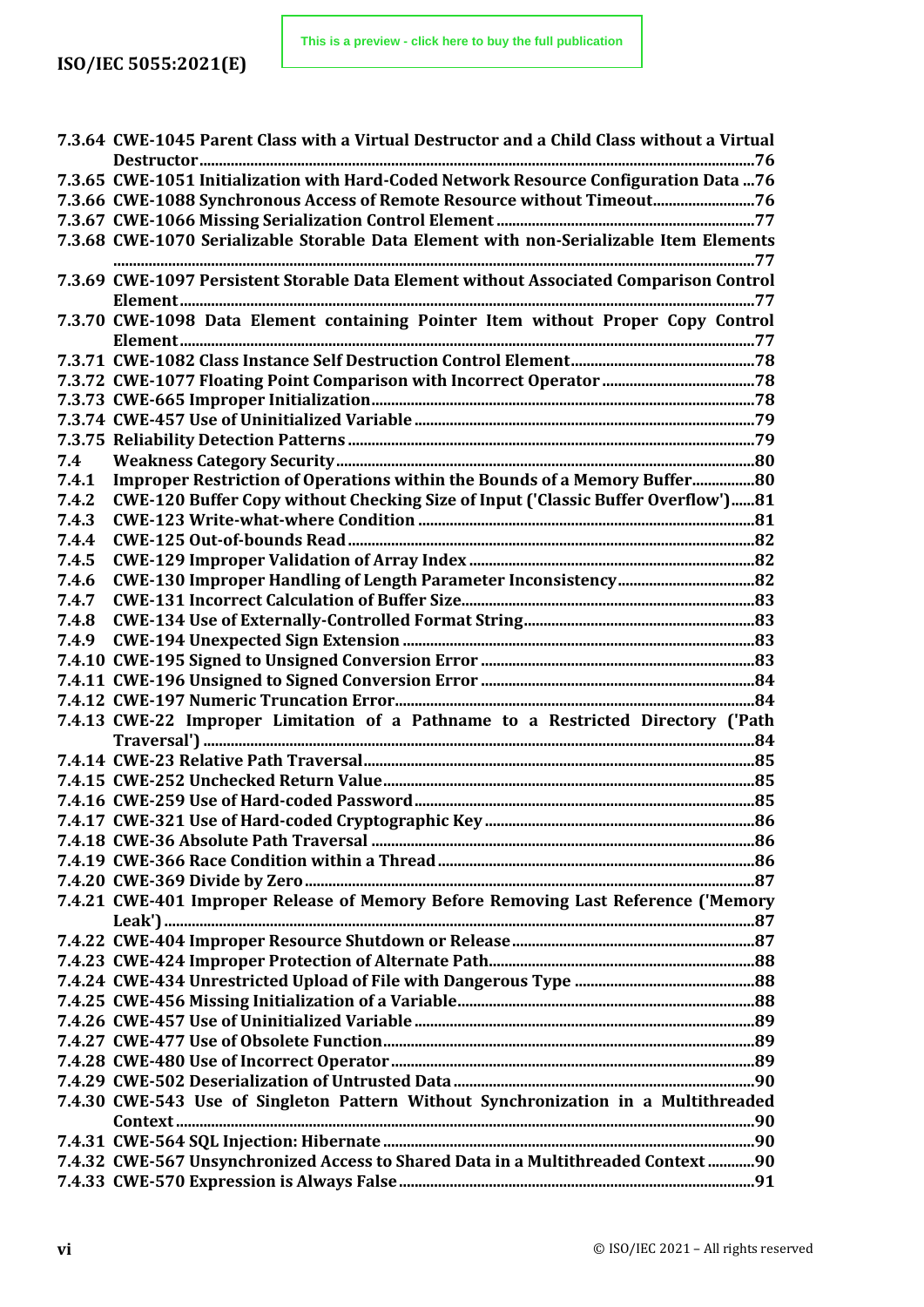7.3.64 CWE-1045 Parent Class with a Virtual Destructor and a Child Class without a Virtual Destructor....76
7.3.65 CWE-1051 Initialization with Hard-Coded Network Resource Configuration Data ...76
7.3.66 CWE-1088 Synchronous Access of Remote Resource without Timeout....76
7.3.67 CWE-1066 Missing Serialization Control Element....77
7.3.68 CWE-1070 Serializable Storable Data Element with non-Serializable Item Elements....77
7.3.69 CWE-1097 Persistent Storable Data Element without Associated Comparison Control Element....77
7.3.70 CWE-1098 Data Element containing Pointer Item without Proper Copy Control Element....77
7.3.71 CWE-1082 Class Instance Self Destruction Control Element....78
7.3.72 CWE-1077 Floating Point Comparison with Incorrect Operator....78
7.3.73 CWE-665 Improper Initialization....78
7.3.74 CWE-457 Use of Uninitialized Variable....79
7.3.75 Reliability Detection Patterns....79
7.4 Weakness Category Security....80
7.4.1 Improper Restriction of Operations within the Bounds of a Memory Buffer....80
7.4.2 CWE-120 Buffer Copy without Checking Size of Input ('Classic Buffer Overflow')....81
7.4.3 CWE-123 Write-what-where Condition....81
7.4.4 CWE-125 Out-of-bounds Read....82
7.4.5 CWE-129 Improper Validation of Array Index....82
7.4.6 CWE-130 Improper Handling of Length Parameter Inconsistency....82
7.4.7 CWE-131 Incorrect Calculation of Buffer Size....83
7.4.8 CWE-134 Use of Externally-Controlled Format String....83
7.4.9 CWE-194 Unexpected Sign Extension....83
7.4.10 CWE-195 Signed to Unsigned Conversion Error....83
7.4.11 CWE-196 Unsigned to Signed Conversion Error....84
7.4.12 CWE-197 Numeric Truncation Error....84
7.4.13 CWE-22 Improper Limitation of a Pathname to a Restricted Directory ('Path Traversal')....84
7.4.14 CWE-23 Relative Path Traversal....85
7.4.15 CWE-252 Unchecked Return Value....85
7.4.16 CWE-259 Use of Hard-coded Password....85
7.4.17 CWE-321 Use of Hard-coded Cryptographic Key....86
7.4.18 CWE-36 Absolute Path Traversal....86
7.4.19 CWE-366 Race Condition within a Thread....86
7.4.20 CWE-369 Divide by Zero....87
7.4.21 CWE-401 Improper Release of Memory Before Removing Last Reference ('Memory Leak')....87
7.4.22 CWE-404 Improper Resource Shutdown or Release....87
7.4.23 CWE-424 Improper Protection of Alternate Path....88
7.4.24 CWE-434 Unrestricted Upload of File with Dangerous Type....88
7.4.25 CWE-456 Missing Initialization of a Variable....88
7.4.26 CWE-457 Use of Uninitialized Variable....89
7.4.27 CWE-477 Use of Obsolete Function....89
7.4.28 CWE-480 Use of Incorrect Operator....89
7.4.29 CWE-502 Deserialization of Untrusted Data....90
7.4.30 CWE-543 Use of Singleton Pattern Without Synchronization in a Multithreaded Context....90
7.4.31 CWE-564 SQL Injection: Hibernate....90
7.4.32 CWE-567 Unsynchronized Access to Shared Data in a Multithreaded Context....90
7.4.33 CWE-570 Expression is Always False....91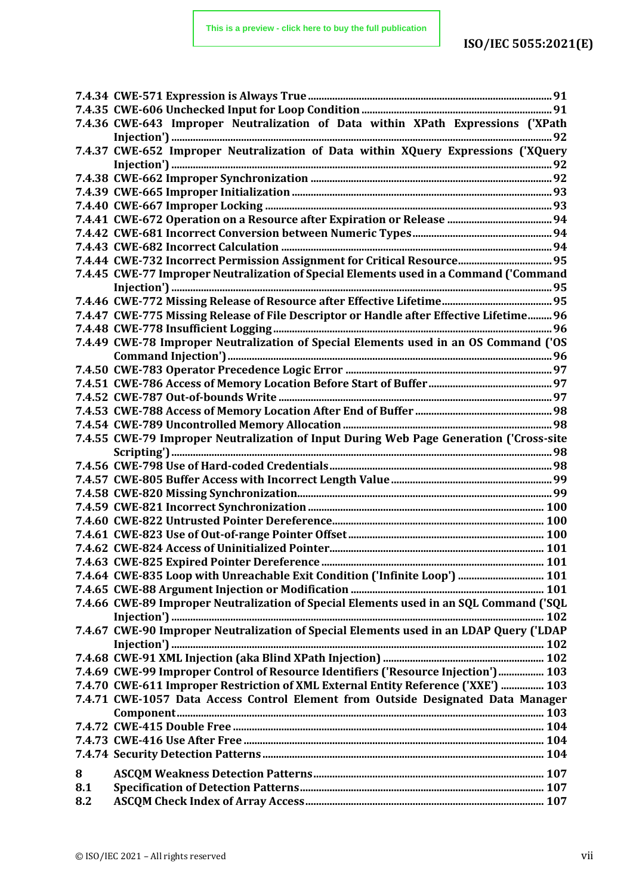7.4.34 CWE-571 Expression is Always True ........ 91
7.4.35 CWE-606 Unchecked Input for Loop Condition ........ 91
7.4.36 CWE-643 Improper Neutralization of Data within XPath Expressions ('XPath Injection') ........ 92
7.4.37 CWE-652 Improper Neutralization of Data within XQuery Expressions ('XQuery Injection') ........ 92
7.4.38 CWE-662 Improper Synchronization ........ 92
7.4.39 CWE-665 Improper Initialization ........ 93
7.4.40 CWE-667 Improper Locking ........ 93
7.4.41 CWE-672 Operation on a Resource after Expiration or Release ........ 94
7.4.42 CWE-681 Incorrect Conversion between Numeric Types ........ 94
7.4.43 CWE-682 Incorrect Calculation ........ 94
7.4.44 CWE-732 Incorrect Permission Assignment for Critical Resource ........ 95
7.4.45 CWE-77 Improper Neutralization of Special Elements used in a Command ('Command Injection') ........ 95
7.4.46 CWE-772 Missing Release of Resource after Effective Lifetime ........ 95
7.4.47 CWE-775 Missing Release of File Descriptor or Handle after Effective Lifetime ........ 96
7.4.48 CWE-778 Insufficient Logging ........ 96
7.4.49 CWE-78 Improper Neutralization of Special Elements used in an OS Command ('OS Command Injection') ........ 96
7.4.50 CWE-783 Operator Precedence Logic Error ........ 97
7.4.51 CWE-786 Access of Memory Location Before Start of Buffer ........ 97
7.4.52 CWE-787 Out-of-bounds Write ........ 97
7.4.53 CWE-788 Access of Memory Location After End of Buffer ........ 98
7.4.54 CWE-789 Uncontrolled Memory Allocation ........ 98
7.4.55 CWE-79 Improper Neutralization of Input During Web Page Generation ('Cross-site Scripting') ........ 98
7.4.56 CWE-798 Use of Hard-coded Credentials ........ 98
7.4.57 CWE-805 Buffer Access with Incorrect Length Value ........ 99
7.4.58 CWE-820 Missing Synchronization ........ 99
7.4.59 CWE-821 Incorrect Synchronization ........ 100
7.4.60 CWE-822 Untrusted Pointer Dereference ........ 100
7.4.61 CWE-823 Use of Out-of-range Pointer Offset ........ 100
7.4.62 CWE-824 Access of Uninitialized Pointer ........ 101
7.4.63 CWE-825 Expired Pointer Dereference ........ 101
7.4.64 CWE-835 Loop with Unreachable Exit Condition ('Infinite Loop') ........ 101
7.4.65 CWE-88 Argument Injection or Modification ........ 101
7.4.66 CWE-89 Improper Neutralization of Special Elements used in an SQL Command ('SQL Injection') ........ 102
7.4.67 CWE-90 Improper Neutralization of Special Elements used in an LDAP Query ('LDAP Injection') ........ 102
7.4.68 CWE-91 XML Injection (aka Blind XPath Injection) ........ 102
7.4.69 CWE-99 Improper Control of Resource Identifiers ('Resource Injection') ........ 103
7.4.70 CWE-611 Improper Restriction of XML External Entity Reference ('XXE') ........ 103
7.4.71 CWE-1057 Data Access Control Element from Outside Designated Data Manager Component ........ 103
7.4.72 CWE-415 Double Free ........ 104
7.4.73 CWE-416 Use After Free ........ 104
7.4.74 Security Detection Patterns ........ 104

8 ASCQM Weakness Detection Patterns ........ 107
8.1 Specification of Detection Patterns ........ 107
8.2 ASCQM Check Index of Array Access ........ 107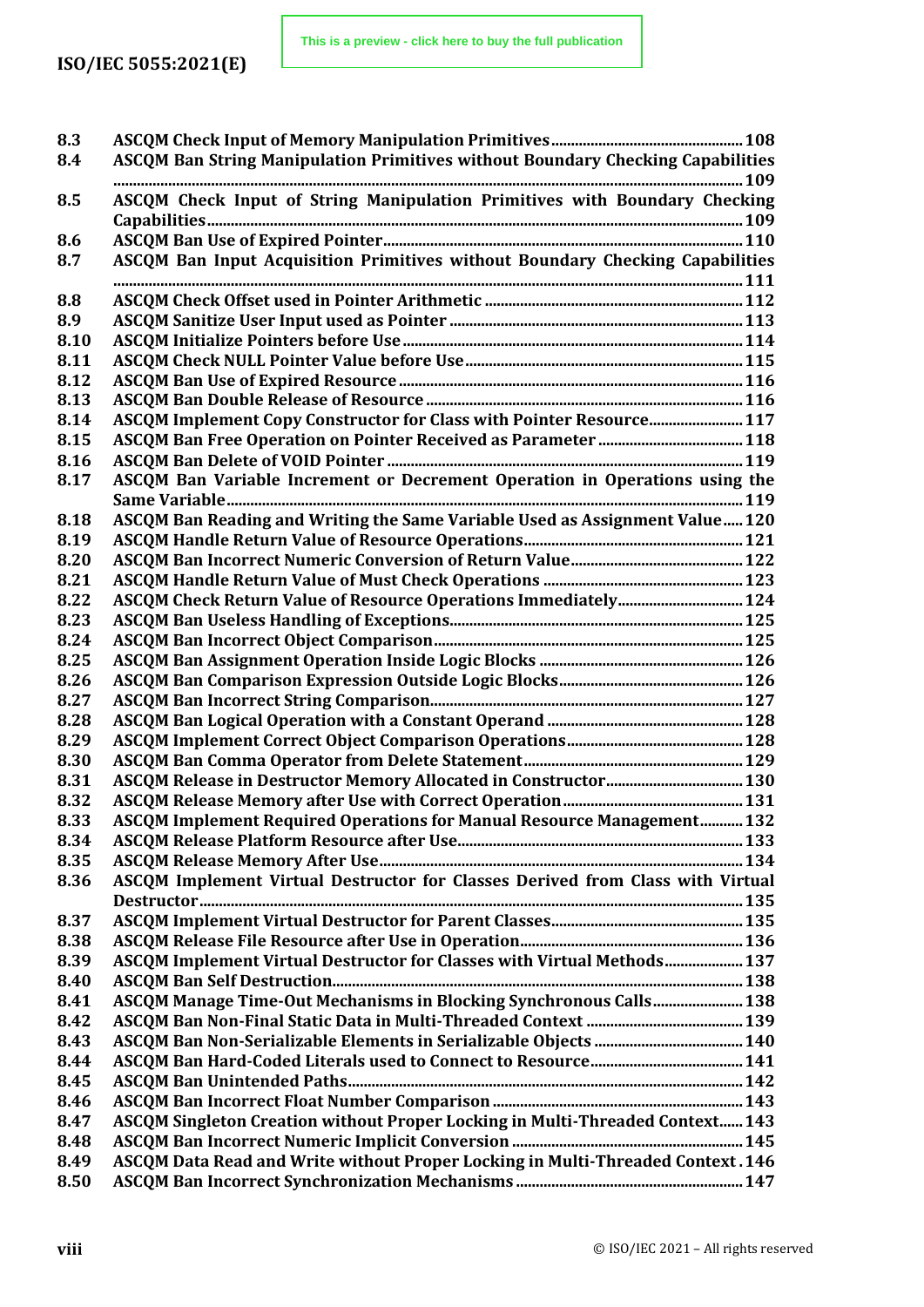8.3 **ASCQM Check Input of Memory Manipulation Primitives** ... 108
8.4 **ASCQM Ban String Manipulation Primitives without Boundary Checking Capabilities** ... 109
8.5 **ASCQM Check Input of String Manipulation Primitives with Boundary Checking Capabilities** ... 109
8.6 **ASCQM Ban Use of Expired Pointer** ... 110
8.7 **ASCQM Ban Input Acquisition Primitives without Boundary Checking Capabilities** ... 111
8.8 **ASCQM Check Offset used in Pointer Arithmetic** ... 112
8.9 **ASCQM Sanitize User Input used as Pointer** ... 113
8.10 **ASCQM Initialize Pointers before Use** ... 114
8.11 **ASCQM Check NULL Pointer Value before Use** ... 115
8.12 **ASCQM Ban Use of Expired Resource** ... 116
8.13 **ASCQM Ban Double Release of Resource** ... 116
8.14 **ASCQM Implement Copy Constructor for Class with Pointer Resource** ... 117
8.15 **ASCQM Ban Free Operation on Pointer Received as Parameter** ... 118
8.16 **ASCQM Ban Delete of VOID Pointer** ... 119
8.17 **ASCQM Ban Variable Increment or Decrement Operation in Operations using the Same Variable** ... 119
8.18 **ASCQM Ban Reading and Writing the Same Variable Used as Assignment Value** ... 120
8.19 **ASCQM Handle Return Value of Resource Operations** ... 121
8.20 **ASCQM Ban Incorrect Numeric Conversion of Return Value** ... 122
8.21 **ASCQM Handle Return Value of Must Check Operations** ... 123
8.22 **ASCQM Check Return Value of Resource Operations Immediately** ... 124
8.23 **ASCQM Ban Useless Handling of Exceptions** ... 125
8.24 **ASCQM Ban Incorrect Object Comparison** ... 125
8.25 **ASCQM Ban Assignment Operation Inside Logic Blocks** ... 126
8.26 **ASCQM Ban Comparison Expression Outside Logic Blocks** ... 126
8.27 **ASCQM Ban Incorrect String Comparison** ... 127
8.28 **ASCQM Ban Logical Operation with a Constant Operand** ... 128
8.29 **ASCQM Implement Correct Object Comparison Operations** ... 128
8.30 **ASCQM Ban Comma Operator from Delete Statement** ... 129
8.31 **ASCQM Release in Destructor Memory Allocated in Constructor** ... 130
8.32 **ASCQM Release Memory after Use with Correct Operation** ... 131
8.33 **ASCQM Implement Required Operations for Manual Resource Management** ... 132
8.34 **ASCQM Release Platform Resource after Use** ... 133
8.35 **ASCQM Release Memory After Use** ... 134
8.36 **ASCQM Implement Virtual Destructor for Classes Derived from Class with Virtual Destructor** ... 135
8.37 **ASCQM Implement Virtual Destructor for Parent Classes** ... 135
8.38 **ASCQM Release File Resource after Use in Operation** ... 136
8.39 **ASCQM Implement Virtual Destructor for Classes with Virtual Methods** ... 137
8.40 **ASCQM Ban Self Destruction** ... 138
8.41 **ASCQM Manage Time-Out Mechanisms in Blocking Synchronous Calls** ... 138
8.42 **ASCQM Ban Non-Final Static Data in Multi-Threaded Context** ... 139
8.43 **ASCQM Ban Non-Serializable Elements in Serializable Objects** ... 140
8.44 **ASCQM Ban Hard-Coded Literals used to Connect to Resource** ... 141
8.45 **ASCQM Ban Unintended Paths** ... 142
8.46 **ASCQM Ban Incorrect Float Number Comparison** ... 143
8.47 **ASCQM Singleton Creation without Proper Locking in Multi-Threaded Context** ... 143
8.48 **ASCQM Ban Incorrect Numeric Implicit Conversion** ... 145
8.49 **ASCQM Data Read and Write without Proper Locking in Multi-Threaded Context** ... 146
8.50 **ASCQM Ban Incorrect Synchronization Mechanisms** ... 147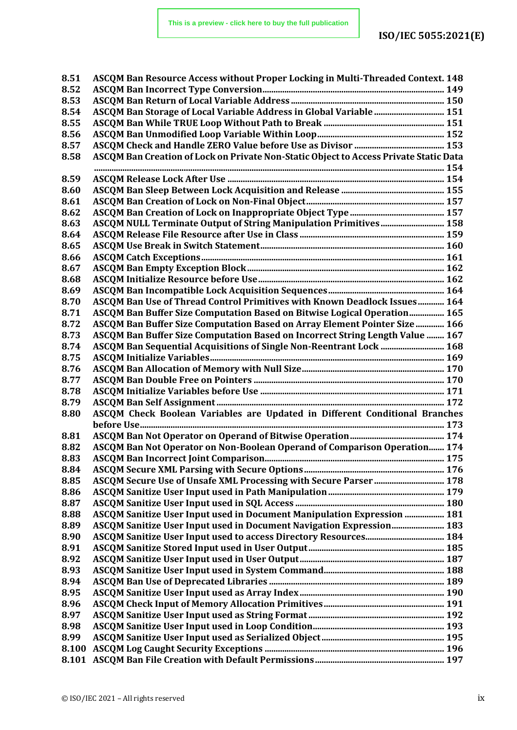8.51 ASCQM Ban Resource Access without Proper Locking in Multi-Threaded Context. 148
8.52 ASCQM Ban Incorrect Type Conversion ... 149
8.53 ASCQM Ban Return of Local Variable Address ... 150
8.54 ASCQM Ban Storage of Local Variable Address in Global Variable ... 151
8.55 ASCQM Ban While TRUE Loop Without Path to Break ... 151
8.56 ASCQM Ban Unmodified Loop Variable Within Loop ... 152
8.57 ASCQM Check and Handle ZERO Value before Use as Divisor ... 153
8.58 ASCQM Ban Creation of Lock on Private Non-Static Object to Access Private Static Data ... 154
8.59 ASCQM Release Lock After Use ... 154
8.60 ASCQM Ban Sleep Between Lock Acquisition and Release ... 155
8.61 ASCQM Ban Creation of Lock on Non-Final Object ... 157
8.62 ASCQM Ban Creation of Lock on Inappropriate Object Type ... 157
8.63 ASCQM NULL Terminate Output of String Manipulation Primitives ... 158
8.64 ASCQM Release File Resource after Use in Class ... 159
8.65 ASCQM Use Break in Switch Statement ... 160
8.66 ASCQM Catch Exceptions ... 161
8.67 ASCQM Ban Empty Exception Block ... 162
8.68 ASCQM Initialize Resource before Use ... 162
8.69 ASCQM Ban Incompatible Lock Acquisition Sequences ... 164
8.70 ASCQM Ban Use of Thread Control Primitives with Known Deadlock Issues ... 164
8.71 ASCQM Ban Buffer Size Computation Based on Bitwise Logical Operation ... 165
8.72 ASCQM Ban Buffer Size Computation Based on Array Element Pointer Size ... 166
8.73 ASCQM Ban Buffer Size Computation Based on Incorrect String Length Value ... 167
8.74 ASCQM Ban Sequential Acquisitions of Single Non-Reentrant Lock ... 168
8.75 ASCQM Initialize Variables ... 169
8.76 ASCQM Ban Allocation of Memory with Null Size ... 170
8.77 ASCQM Ban Double Free on Pointers ... 170
8.78 ASCQM Initialize Variables before Use ... 171
8.79 ASCQM Ban Self Assignment ... 172
8.80 ASCQM Check Boolean Variables are Updated in Different Conditional Branches before Use ... 173
8.81 ASCQM Ban Not Operator on Operand of Bitwise Operation ... 174
8.82 ASCQM Ban Not Operator on Non-Boolean Operand of Comparison Operation ... 174
8.83 ASCQM Ban Incorrect Joint Comparison ... 175
8.84 ASCQM Secure XML Parsing with Secure Options ... 176
8.85 ASCQM Secure Use of Unsafe XML Processing with Secure Parser ... 178
8.86 ASCQM Sanitize User Input used in Path Manipulation ... 179
8.87 ASCQM Sanitize User Input used in SQL Access ... 180
8.88 ASCQM Sanitize User Input used in Document Manipulation Expression ... 181
8.89 ASCQM Sanitize User Input used in Document Navigation Expression ... 183
8.90 ASCQM Sanitize User Input used to access Directory Resources ... 184
8.91 ASCQM Sanitize Stored Input used in User Output ... 185
8.92 ASCQM Sanitize User Input used in User Output ... 187
8.93 ASCQM Sanitize User Input used in System Command ... 188
8.94 ASCQM Ban Use of Deprecated Libraries ... 189
8.95 ASCQM Sanitize User Input used as Array Index ... 190
8.96 ASCQM Check Input of Memory Allocation Primitives ... 191
8.97 ASCQM Sanitize User Input used as String Format ... 192
8.98 ASCQM Sanitize User Input used in Loop Condition ... 193
8.99 ASCQM Sanitize User Input used as Serialized Object ... 195
8.100 ASCQM Log Caught Security Exceptions ... 196
8.101 ASCQM Ban File Creation with Default Permissions ... 197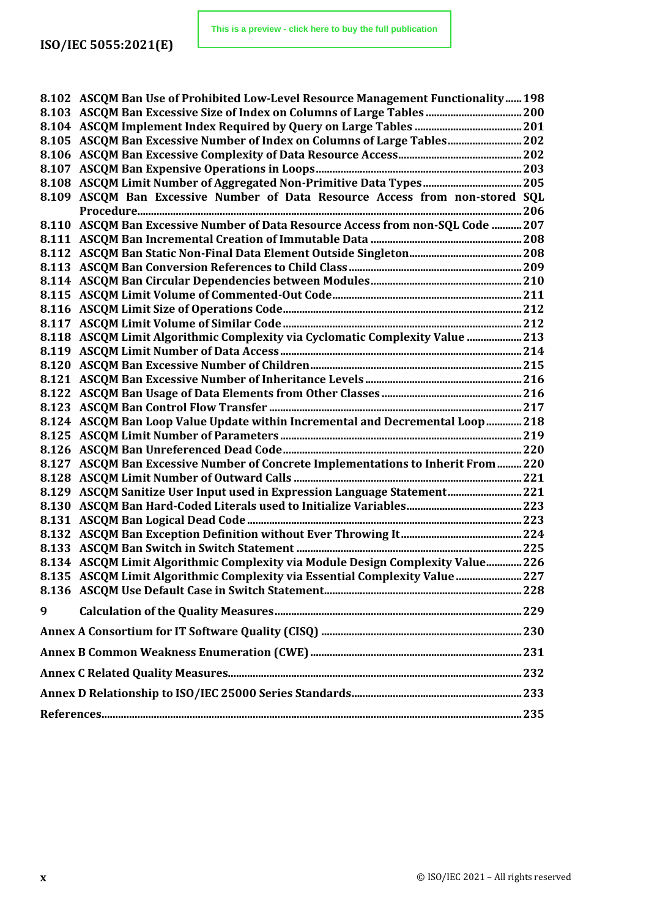8.102 ASCQM Ban Use of Prohibited Low-Level Resource Management Functionality ...... 198
8.103 ASCQM Ban Excessive Size of Index on Columns of Large Tables ...... 200
8.104 ASCQM Implement Index Required by Query on Large Tables ...... 201
8.105 ASCQM Ban Excessive Number of Index on Columns of Large Tables ...... 202
8.106 ASCQM Ban Excessive Complexity of Data Resource Access ...... 202
8.107 ASCQM Ban Expensive Operations in Loops ...... 203
8.108 ASCQM Limit Number of Aggregated Non-Primitive Data Types ...... 205
8.109 ASCQM Ban Excessive Number of Data Resource Access from non-stored SQL Procedure ...... 206
8.110 ASCQM Ban Excessive Number of Data Resource Access from non-SQL Code ...... 207
8.111 ASCQM Ban Incremental Creation of Immutable Data ...... 208
8.112 ASCQM Ban Static Non-Final Data Element Outside Singleton ...... 208
8.113 ASCQM Ban Conversion References to Child Class ...... 209
8.114 ASCQM Ban Circular Dependencies between Modules ...... 210
8.115 ASCQM Limit Volume of Commented-Out Code ...... 211
8.116 ASCQM Limit Size of Operations Code ...... 212
8.117 ASCQM Limit Volume of Similar Code ...... 212
8.118 ASCQM Limit Algorithmic Complexity via Cyclomatic Complexity Value ...... 213
8.119 ASCQM Limit Number of Data Access ...... 214
8.120 ASCQM Ban Excessive Number of Children ...... 215
8.121 ASCQM Ban Excessive Number of Inheritance Levels ...... 216
8.122 ASCQM Ban Usage of Data Elements from Other Classes ...... 216
8.123 ASCQM Ban Control Flow Transfer ...... 217
8.124 ASCQM Ban Loop Value Update within Incremental and Decremental Loop ...... 218
8.125 ASCQM Limit Number of Parameters ...... 219
8.126 ASCQM Ban Unreferenced Dead Code ...... 220
8.127 ASCQM Ban Excessive Number of Concrete Implementations to Inherit From ...... 220
8.128 ASCQM Limit Number of Outward Calls ...... 221
8.129 ASCQM Sanitize User Input used in Expression Language Statement ...... 221
8.130 ASCQM Ban Hard-Coded Literals used to Initialize Variables ...... 223
8.131 ASCQM Ban Logical Dead Code ...... 223
8.132 ASCQM Ban Exception Definition without Ever Throwing It ...... 224
8.133 ASCQM Ban Switch in Switch Statement ...... 225
8.134 ASCQM Limit Algorithmic Complexity via Module Design Complexity Value ...... 226
8.135 ASCQM Limit Algorithmic Complexity via Essential Complexity Value ...... 227
8.136 ASCQM Use Default Case in Switch Statement ...... 228

9 Calculation of the Quality Measures ...... 229

Annex A Consortium for IT Software Quality (CISQ) ...... 230

Annex B Common Weakness Enumeration (CWE) ...... 231

Annex C Related Quality Measures ...... 232

Annex D Relationship to ISO/IEC 25000 Series Standards ...... 233

References ...... 235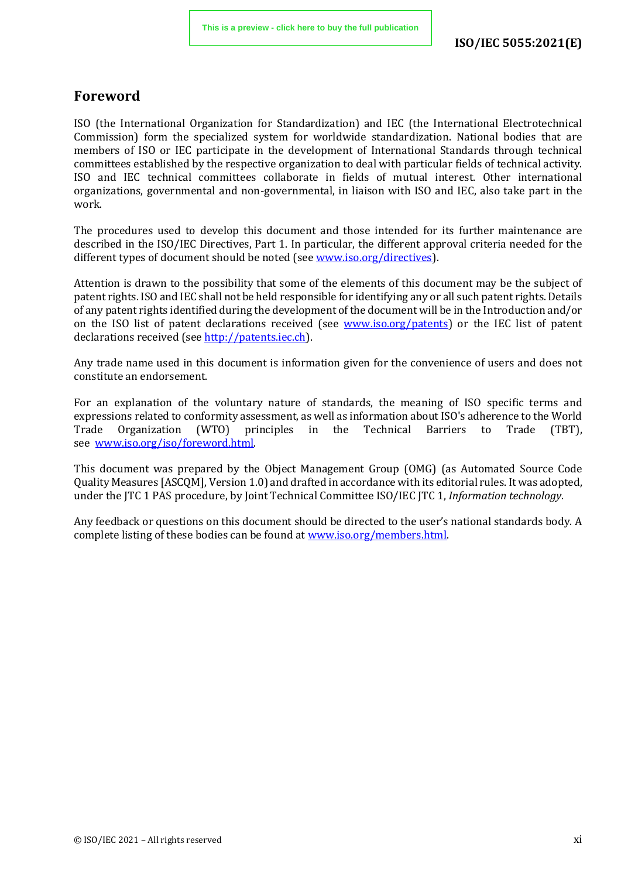# Foreword

ISO (the International Organization for Standardization) and IEC (the International Electrotechnical Commission) form the specialized system for worldwide standardization. National bodies that are members of ISO or IEC participate in the development of International Standards through technical committees established by the respective organization to deal with particular fields of technical activity. ISO and IEC technical committees collaborate in fields of mutual interest. Other international organizations, governmental and non-governmental, in liaison with ISO and IEC, also take part in the work.

The procedures used to develop this document and those intended for its further maintenance are described in the ISO/IEC Directives, Part 1. In particular, the different approval criteria needed for the different types of document should be noted (see www.iso.org/directives).

Attention is drawn to the possibility that some of the elements of this document may be the subject of patent rights. ISO and IEC shall not be held responsible for identifying any or all such patent rights. Details of any patent rights identified during the development of the document will be in the Introduction and/or on the ISO list of patent declarations received (see www.iso.org/patents) or the IEC list of patent declarations received (see http://patents.iec.ch).

Any trade name used in this document is information given for the convenience of users and does not constitute an endorsement.

For an explanation of the voluntary nature of standards, the meaning of ISO specific terms and expressions related to conformity assessment, as well as information about ISO's adherence to the World Trade Organization (WTO) principles in the Technical Barriers to Trade (TBT), see www.iso.org/iso/foreword.html.

This document was prepared by the Object Management Group (OMG) (as Automated Source Code Quality Measures [ASCQM], Version 1.0) and drafted in accordance with its editorial rules. It was adopted, under the JTC 1 PAS procedure, by Joint Technical Committee ISO/IEC JTC 1, *Information technology*.

Any feedback or questions on this document should be directed to the user's national standards body. A complete listing of these bodies can be found at www.iso.org/members.html.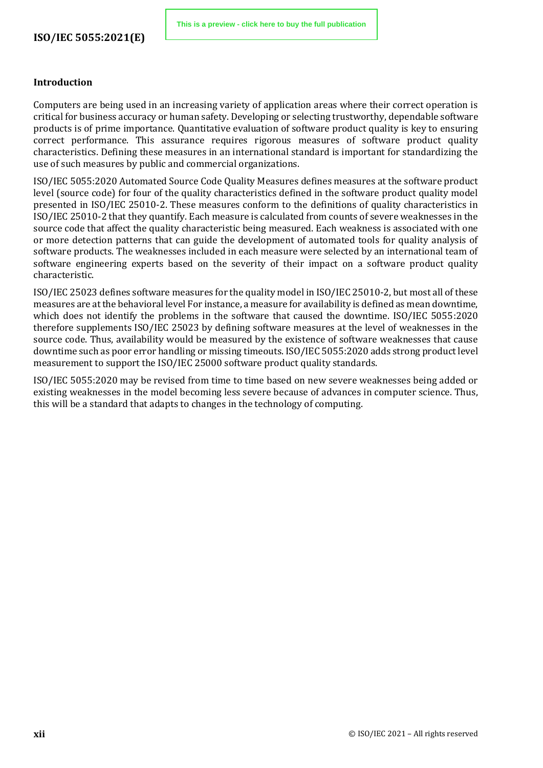## Introduction

Computers are being used in an increasing variety of application areas where their correct operation is critical for business accuracy or human safety. Developing or selecting trustworthy, dependable software products is of prime importance. Quantitative evaluation of software product quality is key to ensuring correct performance. This assurance requires rigorous measures of software product quality characteristics. Defining these measures in an international standard is important for standardizing the use of such measures by public and commercial organizations.

ISO/IEC 5055:2020 Automated Source Code Quality Measures defines measures at the software product level (source code) for four of the quality characteristics defined in the software product quality model presented in ISO/IEC 25010-2. These measures conform to the definitions of quality characteristics in ISO/IEC 25010-2 that they quantify. Each measure is calculated from counts of severe weaknesses in the source code that affect the quality characteristic being measured. Each weakness is associated with one or more detection patterns that can guide the development of automated tools for quality analysis of software products. The weaknesses included in each measure were selected by an international team of software engineering experts based on the severity of their impact on a software product quality characteristic.

ISO/IEC 25023 defines software measures for the quality model in ISO/IEC 25010-2, but most all of these measures are at the behavioral level For instance, a measure for availability is defined as mean downtime, which does not identify the problems in the software that caused the downtime. ISO/IEC 5055:2020 therefore supplements ISO/IEC 25023 by defining software measures at the level of weaknesses in the source code. Thus, availability would be measured by the existence of software weaknesses that cause downtime such as poor error handling or missing timeouts. ISO/IEC 5055:2020 adds strong product level measurement to support the ISO/IEC 25000 software product quality standards.

ISO/IEC 5055:2020 may be revised from time to time based on new severe weaknesses being added or existing weaknesses in the model becoming less severe because of advances in computer science. Thus, this will be a standard that adapts to changes in the technology of computing.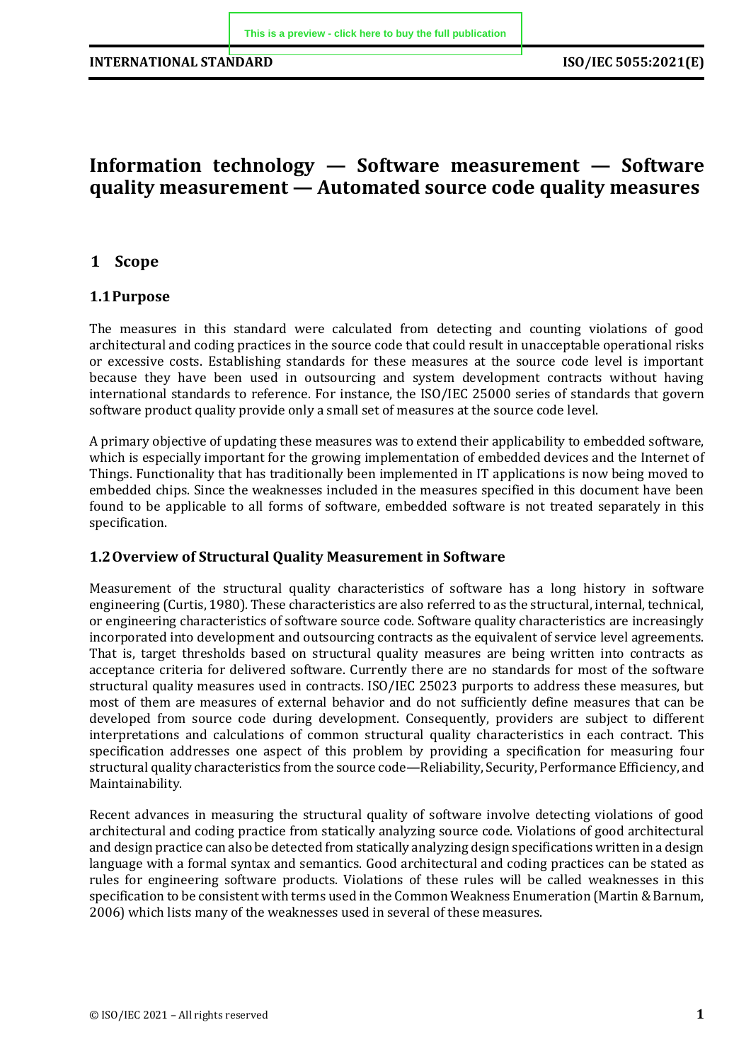# Information technology — Software measurement — Software quality measurement — Automated source code quality measures

## 1 Scope

### 1.1 Purpose

The measures in this standard were calculated from detecting and counting violations of good architectural and coding practices in the source code that could result in unacceptable operational risks or excessive costs. Establishing standards for these measures at the source code level is important because they have been used in outsourcing and system development contracts without having international standards to reference. For instance, the ISO/IEC 25000 series of standards that govern software product quality provide only a small set of measures at the source code level.

A primary objective of updating these measures was to extend their applicability to embedded software, which is especially important for the growing implementation of embedded devices and the Internet of Things. Functionality that has traditionally been implemented in IT applications is now being moved to embedded chips. Since the weaknesses included in the measures specified in this document have been found to be applicable to all forms of software, embedded software is not treated separately in this specification.

### 1.2 Overview of Structural Quality Measurement in Software

Measurement of the structural quality characteristics of software has a long history in software engineering (Curtis, 1980). These characteristics are also referred to as the structural, internal, technical, or engineering characteristics of software source code. Software quality characteristics are increasingly incorporated into development and outsourcing contracts as the equivalent of service level agreements. That is, target thresholds based on structural quality measures are being written into contracts as acceptance criteria for delivered software. Currently there are no standards for most of the software structural quality measures used in contracts. ISO/IEC 25023 purports to address these measures, but most of them are measures of external behavior and do not sufficiently define measures that can be developed from source code during development. Consequently, providers are subject to different interpretations and calculations of common structural quality characteristics in each contract. This specification addresses one aspect of this problem by providing a specification for measuring four structural quality characteristics from the source code—Reliability, Security, Performance Efficiency, and Maintainability.

Recent advances in measuring the structural quality of software involve detecting violations of good architectural and coding practice from statically analyzing source code. Violations of good architectural and design practice can also be detected from statically analyzing design specifications written in a design language with a formal syntax and semantics. Good architectural and coding practices can be stated as rules for engineering software products. Violations of these rules will be called weaknesses in this specification to be consistent with terms used in the Common Weakness Enumeration (Martin & Barnum, 2006) which lists many of the weaknesses used in several of these measures.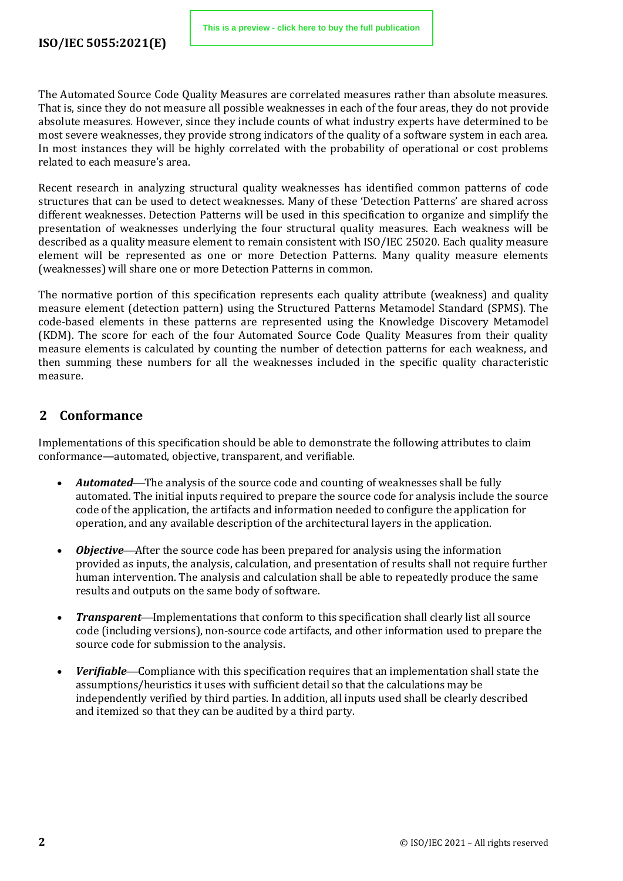The Automated Source Code Quality Measures are correlated measures rather than absolute measures. That is, since they do not measure all possible weaknesses in each of the four areas, they do not provide absolute measures. However, since they include counts of what industry experts have determined to be most severe weaknesses, they provide strong indicators of the quality of a software system in each area. In most instances they will be highly correlated with the probability of operational or cost problems related to each measure's area.

Recent research in analyzing structural quality weaknesses has identified common patterns of code structures that can be used to detect weaknesses. Many of these 'Detection Patterns' are shared across different weaknesses. Detection Patterns will be used in this specification to organize and simplify the presentation of weaknesses underlying the four structural quality measures. Each weakness will be described as a quality measure element to remain consistent with ISO/IEC 25020. Each quality measure element will be represented as one or more Detection Patterns. Many quality measure elements (weaknesses) will share one or more Detection Patterns in common.

The normative portion of this specification represents each quality attribute (weakness) and quality measure element (detection pattern) using the Structured Patterns Metamodel Standard (SPMS). The code-based elements in these patterns are represented using the Knowledge Discovery Metamodel (KDM). The score for each of the four Automated Source Code Quality Measures from their quality measure elements is calculated by counting the number of detection patterns for each weakness, and then summing these numbers for all the weaknesses included in the specific quality characteristic measure.

## 2 Conformance

Implementations of this specification should be able to demonstrate the following attributes to claim conformance—automated, objective, transparent, and verifiable.

- ***Automated***—The analysis of the source code and counting of weaknesses shall be fully automated. The initial inputs required to prepare the source code for analysis include the source code of the application, the artifacts and information needed to configure the application for operation, and any available description of the architectural layers in the application.

- ***Objective***—After the source code has been prepared for analysis using the information provided as inputs, the analysis, calculation, and presentation of results shall not require further human intervention. The analysis and calculation shall be able to repeatedly produce the same results and outputs on the same body of software.

- ***Transparent***—Implementations that conform to this specification shall clearly list all source code (including versions), non-source code artifacts, and other information used to prepare the source code for submission to the analysis.

- ***Verifiable***—Compliance with this specification requires that an implementation shall state the assumptions/heuristics it uses with sufficient detail so that the calculations may be independently verified by third parties. In addition, all inputs used shall be clearly described and itemized so that they can be audited by a third party.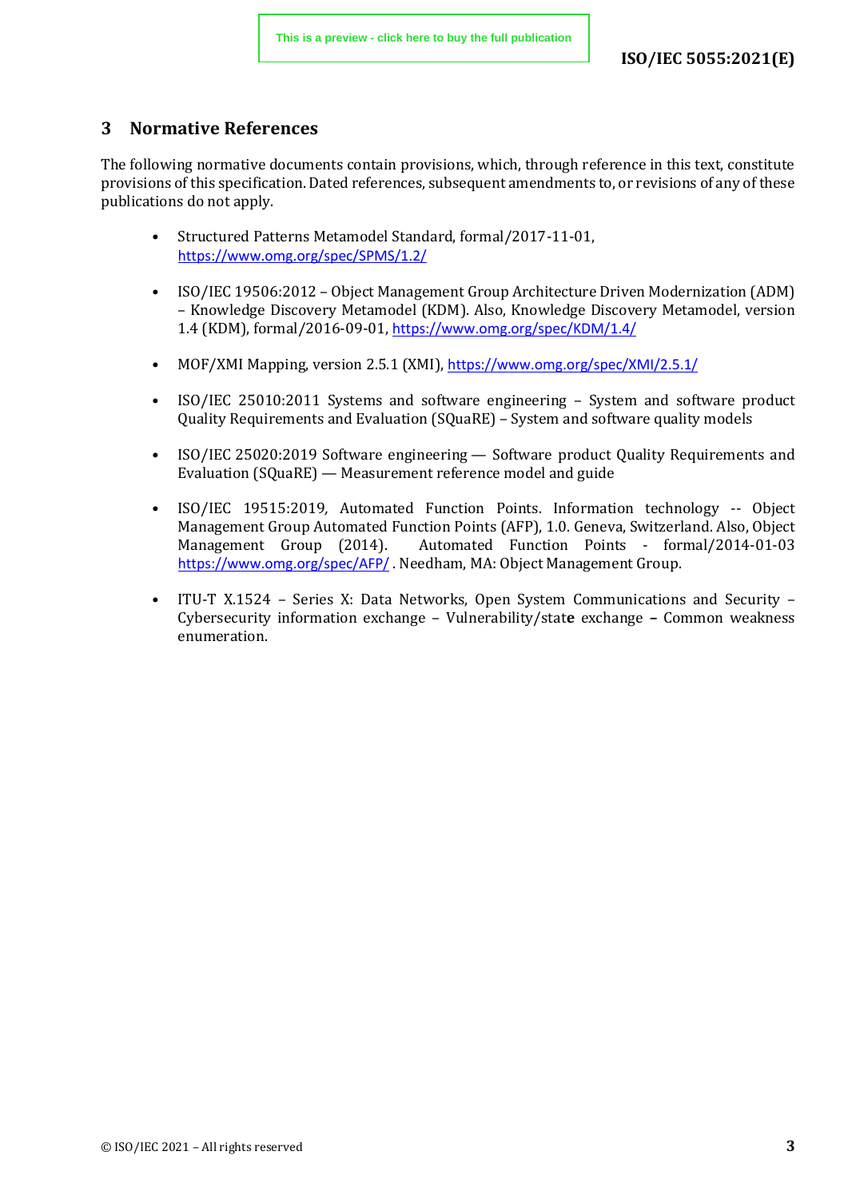## 3 Normative References

The following normative documents contain provisions, which, through reference in this text, constitute provisions of this specification. Dated references, subsequent amendments to, or revisions of any of these publications do not apply.

- Structured Patterns Metamodel Standard, formal/2017-11-01, https://www.omg.org/spec/SPMS/1.2/
- ISO/IEC 19506:2012 – Object Management Group Architecture Driven Modernization (ADM) – Knowledge Discovery Metamodel (KDM). Also, Knowledge Discovery Metamodel, version 1.4 (KDM), formal/2016-09-01, https://www.omg.org/spec/KDM/1.4/
- MOF/XMI Mapping, version 2.5.1 (XMI), https://www.omg.org/spec/XMI/2.5.1/
- ISO/IEC 25010:2011 Systems and software engineering – System and software product Quality Requirements and Evaluation (SQuaRE) – System and software quality models
- ISO/IEC 25020:2019 Software engineering — Software product Quality Requirements and Evaluation (SQuaRE) — Measurement reference model and guide
- ISO/IEC 19515:2019, Automated Function Points. Information technology -- Object Management Group Automated Function Points (AFP), 1.0. Geneva, Switzerland. Also, Object Management Group (2014). Automated Function Points - formal/2014-01-03 https://www.omg.org/spec/AFP/ . Needham, MA: Object Management Group.
- ITU-T X.1524 – Series X: Data Networks, Open System Communications and Security – Cybersecurity information exchange – Vulnerability/state exchange – Common weakness enumeration.